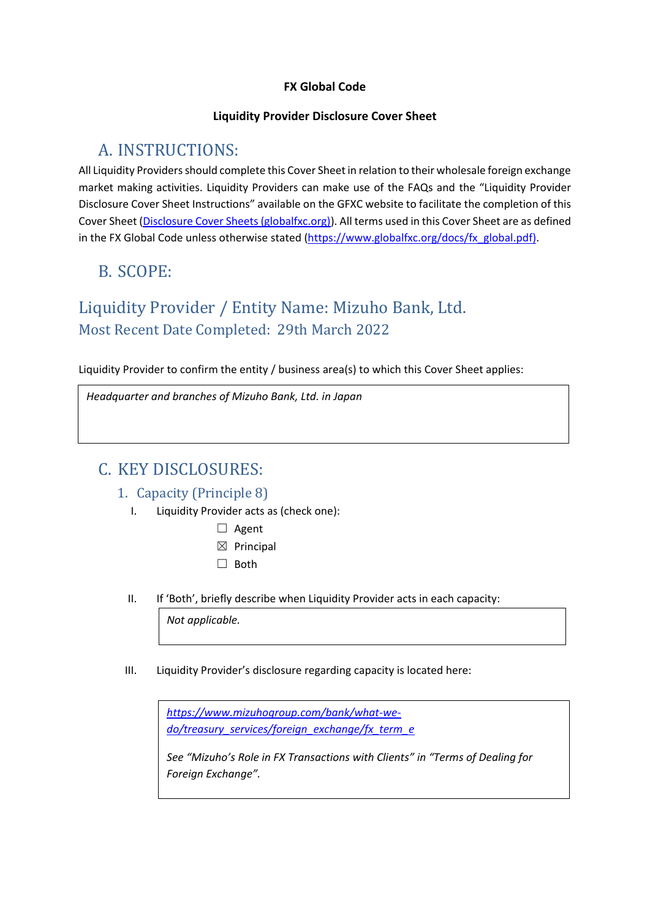**FX Global Code**

**Liquidity Provider Disclosure Cover Sheet**

# A. INSTRUCTIONS:

All Liquidity Providers should complete this Cover Sheet in relation to their wholesale foreign exchange market making activities. Liquidity Providers can make use of the FAQs and the "Liquidity Provider Disclosure Cover Sheet Instructions" available on the GFXC website to facilitate the completion of this Cover Sheet ([Disclosure Cover Sheets (globalfxc.org)](Disclosure Cover Sheets (globalfxc.org))). All terms used in this Cover Sheet are as defined in the FX Global Code unless otherwise stated (https://www.globalfxc.org/docs/fx_global.pdf).

# B. SCOPE:

## Liquidity Provider / Entity Name: Mizuho Bank, Ltd.

### Most Recent Date Completed: 29th March 2022

Liquidity Provider to confirm the entity / business area(s) to which this Cover Sheet applies:

*Headquarter and branches of Mizuho Bank, Ltd. in Japan*

# C. KEY DISCLOSURES:

## 1. Capacity (Principle 8)

I. Liquidity Provider acts as (check one):

- ☐ Agent
- ☒ Principal
- ☐ Both

II. If 'Both', briefly describe when Liquidity Provider acts in each capacity:

*Not applicable.*

III. Liquidity Provider's disclosure regarding capacity is located here:

*https://www.mizuhogroup.com/bank/what-we-do/treasury_services/foreign_exchange/fx_term_e*

*See "Mizuho's Role in FX Transactions with Clients" in "Terms of Dealing for Foreign Exchange".*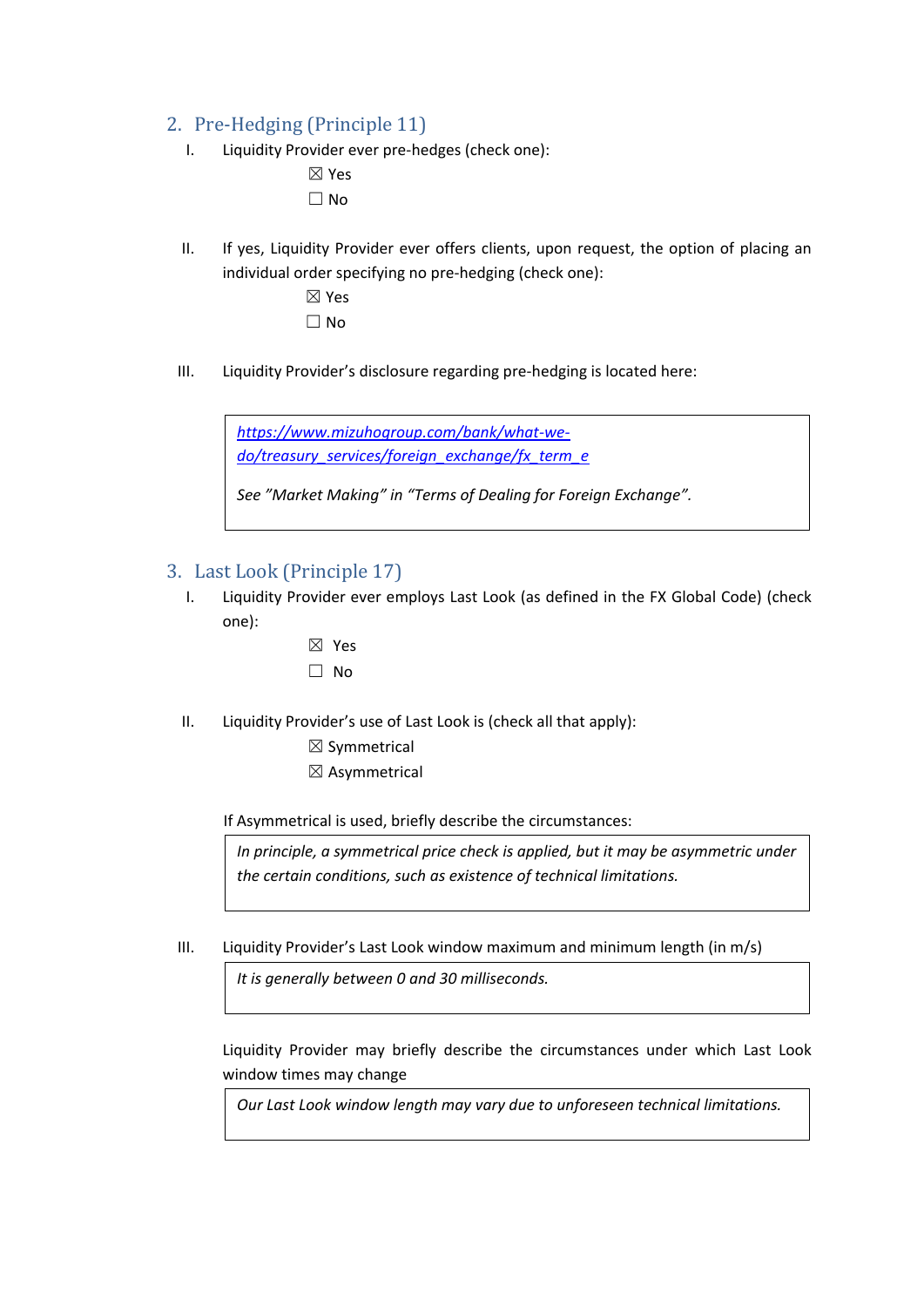## 2. Pre-Hedging (Principle 11)

I. Liquidity Provider ever pre-hedges (check one):

☒ Yes
☐ No

II. If yes, Liquidity Provider ever offers clients, upon request, the option of placing an individual order specifying no pre-hedging (check one):

☒ Yes
☐ No

III. Liquidity Provider's disclosure regarding pre-hedging is located here:

> [https://www.mizuhogroup.com/bank/what-we-do/treasury_services/foreign_exchange/fx_term_e](https://www.mizuhogroup.com/bank/what-we-do/treasury_services/foreign_exchange/fx_term_e)
>
> *See "Market Making" in "Terms of Dealing for Foreign Exchange".*

## 3. Last Look (Principle 17)

I. Liquidity Provider ever employs Last Look (as defined in the FX Global Code) (check one):

☒ Yes
☐ No

II. Liquidity Provider's use of Last Look is (check all that apply):

☒ Symmetrical
☒ Asymmetrical

If Asymmetrical is used, briefly describe the circumstances:

> *In principle, a symmetrical price check is applied, but it may be asymmetric under the certain conditions, such as existence of technical limitations.*

III. Liquidity Provider's Last Look window maximum and minimum length (in m/s)

> *It is generally between 0 and 30 milliseconds.*

Liquidity Provider may briefly describe the circumstances under which Last Look window times may change

> *Our Last Look window length may vary due to unforeseen technical limitations.*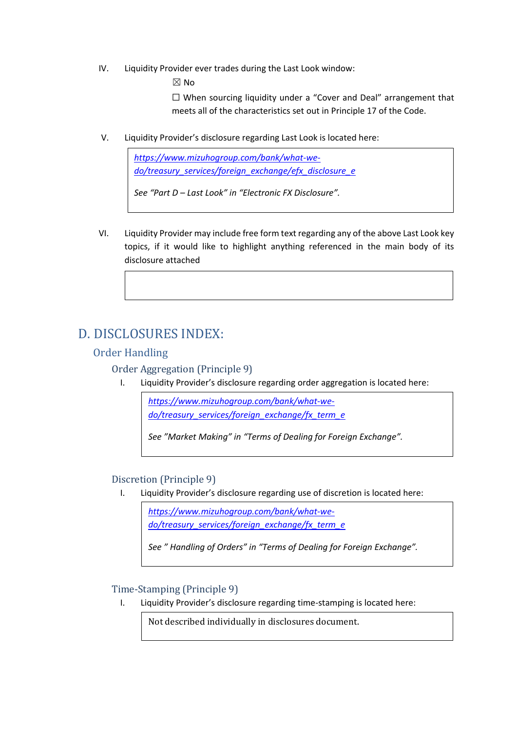IV. Liquidity Provider ever trades during the Last Look window:

☒ No

☐ When sourcing liquidity under a "Cover and Deal" arrangement that meets all of the characteristics set out in Principle 17 of the Code.

V. Liquidity Provider's disclosure regarding Last Look is located here:

| |
|---|
| *https://www.mizuhogroup.com/bank/what-we-do/treasury_services/foreign_exchange/efx_disclosure_e* <br><br> *See "Part D – Last Look" in "Electronic FX Disclosure".* |

VI. Liquidity Provider may include free form text regarding any of the above Last Look key topics, if it would like to highlight anything referenced in the main body of its disclosure attached

| |
|---|
| |

# D. DISCLOSURES INDEX:

## Order Handling

### Order Aggregation (Principle 9)

I. Liquidity Provider's disclosure regarding order aggregation is located here:

| |
|---|
| *https://www.mizuhogroup.com/bank/what-we-do/treasury_services/foreign_exchange/fx_term_e* <br><br> *See "Market Making" in "Terms of Dealing for Foreign Exchange".* |

### Discretion (Principle 9)

I. Liquidity Provider's disclosure regarding use of discretion is located here:

| |
|---|
| *https://www.mizuhogroup.com/bank/what-we-do/treasury_services/foreign_exchange/fx_term_e* <br><br> *See " Handling of Orders" in "Terms of Dealing for Foreign Exchange".* |

### Time-Stamping (Principle 9)

I. Liquidity Provider's disclosure regarding time-stamping is located here:

| |
|---|
| Not described individually in disclosures document. |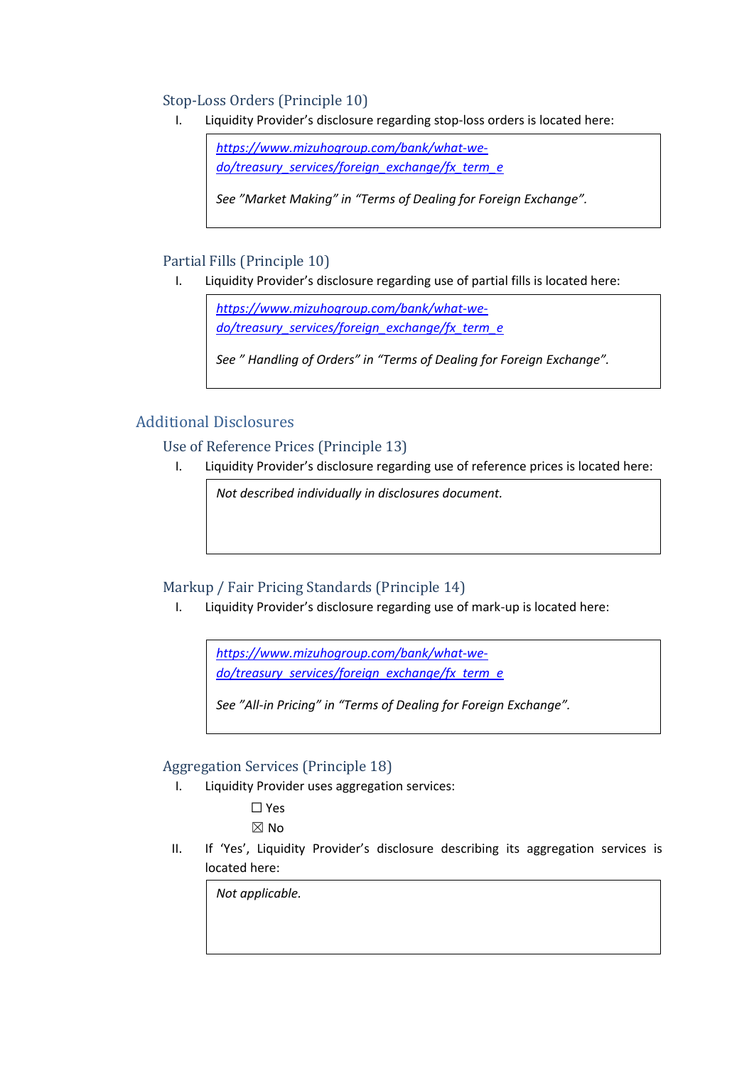### Stop-Loss Orders (Principle 10)

I. Liquidity Provider's disclosure regarding stop-loss orders is located here:

> *https://www.mizuhogroup.com/bank/what-we-do/treasury_services/foreign_exchange/fx_term_e*
>
> *See "Market Making" in "Terms of Dealing for Foreign Exchange".*

### Partial Fills (Principle 10)

I. Liquidity Provider's disclosure regarding use of partial fills is located here:

> *https://www.mizuhogroup.com/bank/what-we-do/treasury_services/foreign_exchange/fx_term_e*
>
> *See " Handling of Orders" in "Terms of Dealing for Foreign Exchange".*

## Additional Disclosures

### Use of Reference Prices (Principle 13)

I. Liquidity Provider's disclosure regarding use of reference prices is located here:

> *Not described individually in disclosures document.*

### Markup / Fair Pricing Standards (Principle 14)

I. Liquidity Provider's disclosure regarding use of mark-up is located here:

> *https://www.mizuhogroup.com/bank/what-we-do/treasury_services/foreign_exchange/fx_term_e*
>
> *See "All-in Pricing" in "Terms of Dealing for Foreign Exchange".*

### Aggregation Services (Principle 18)

I. Liquidity Provider uses aggregation services:

☐ Yes

☒ No

II. If 'Yes', Liquidity Provider's disclosure describing its aggregation services is located here:

> *Not applicable.*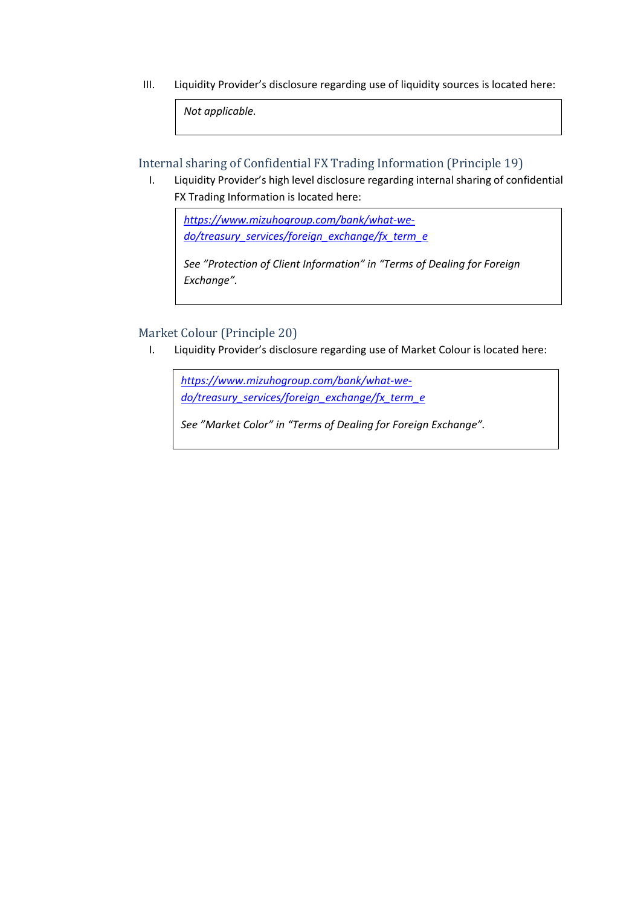III. Liquidity Provider's disclosure regarding use of liquidity sources is located here:

> *Not applicable.*

## Internal sharing of Confidential FX Trading Information (Principle 19)

I. Liquidity Provider's high level disclosure regarding internal sharing of confidential FX Trading Information is located here:

> *https://www.mizuhogroup.com/bank/what-we-do/treasury_services/foreign_exchange/fx_term_e*
>
> *See "Protection of Client Information" in "Terms of Dealing for Foreign Exchange".*

## Market Colour (Principle 20)

I. Liquidity Provider's disclosure regarding use of Market Colour is located here:

> *https://www.mizuhogroup.com/bank/what-we-do/treasury_services/foreign_exchange/fx_term_e*
>
> *See "Market Color" in "Terms of Dealing for Foreign Exchange".*